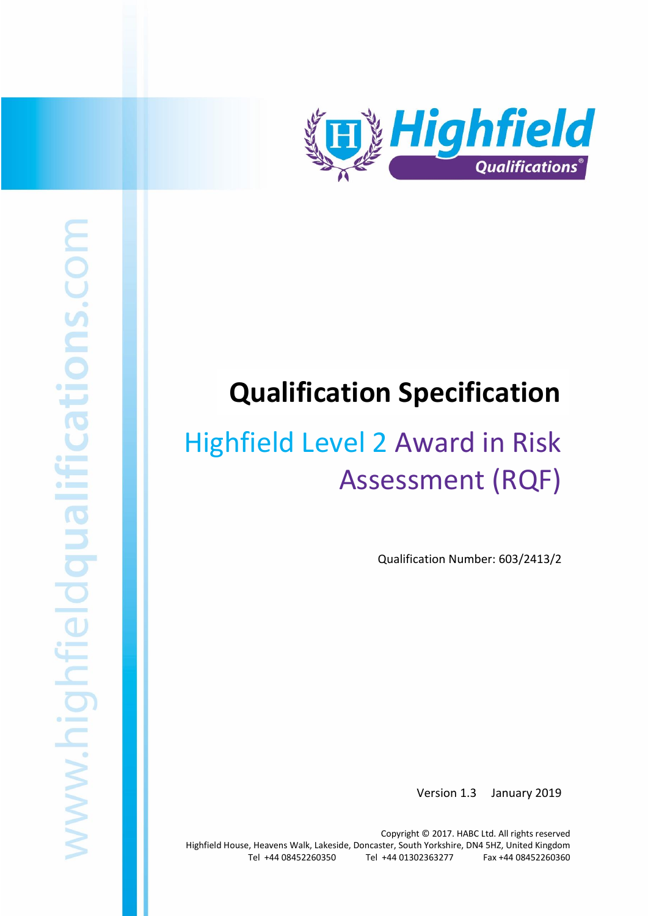# Qualification Specification

## Highfield Level 2 Award in Risk Assessment (RQF)

Qualification Number: 603/2413/2

Version 1.3 January 2019

Copyright © 2017. HABC Ltd. All rights reserved
Highfield House, Heavens Walk, Lakeside, Doncaster, South Yorkshire, DN4 5HZ, United Kingdom
Tel +44 08452260350 Tel +44 01302363277 Fax +44 08452260360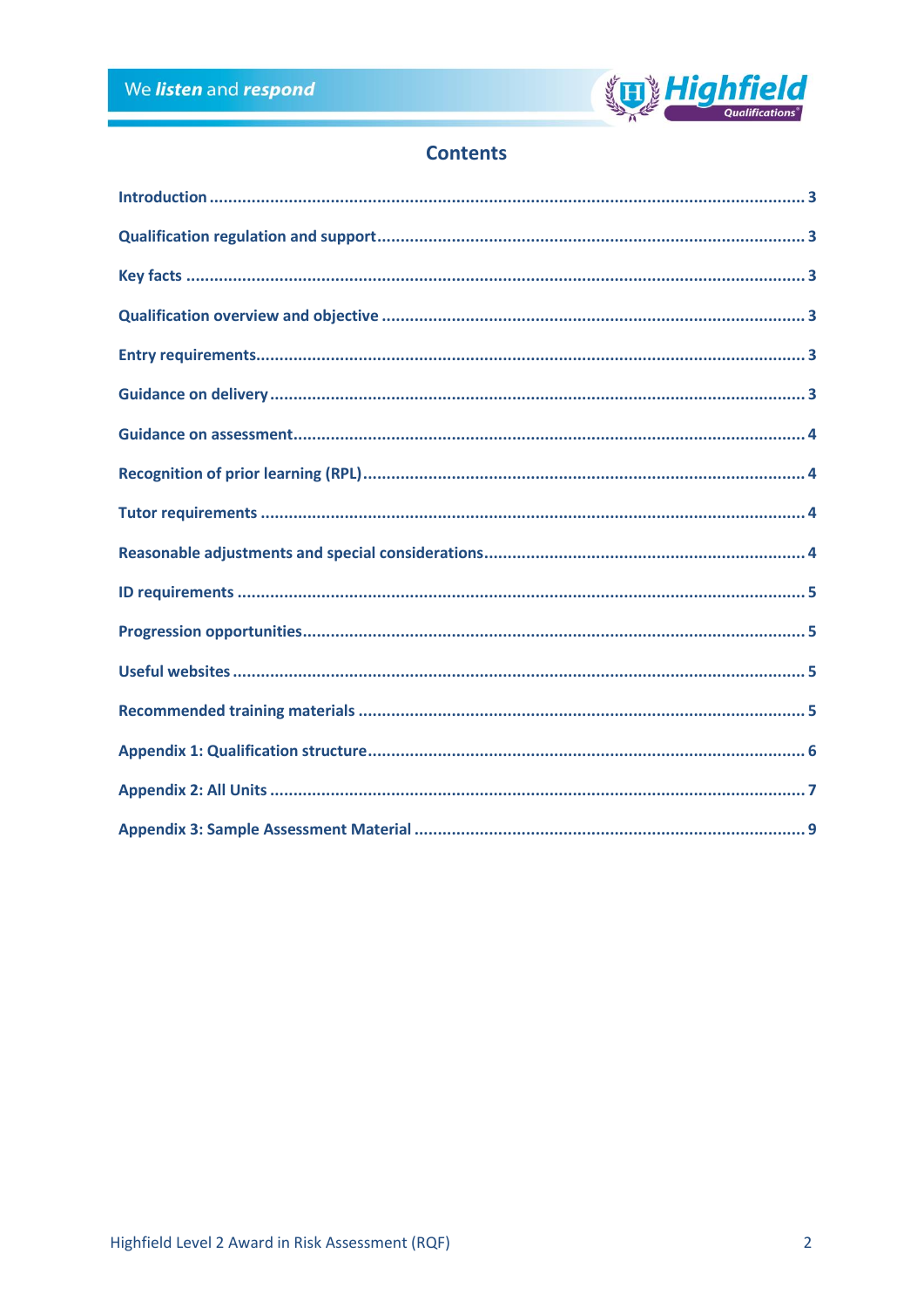## Contents

Introduction ........................................................................................................................ 3

Qualification regulation and support................................................................................... 3

Key facts .............................................................................................................................. 3

Qualification overview and objective ................................................................................... 3

Entry requirements.............................................................................................................. 3

Guidance on delivery ........................................................................................................... 3

Guidance on assessment...................................................................................................... 4

Recognition of prior learning (RPL)....................................................................................... 4

Tutor requirements .............................................................................................................. 4

Reasonable adjustments and special considerations.............................................................. 4

ID requirements ................................................................................................................... 5

Progression opportunities..................................................................................................... 5

Useful websites .................................................................................................................... 5

Recommended training materials ........................................................................................ 5

Appendix 1: Qualification structure...................................................................................... 6

Appendix 2: All Units ........................................................................................................... 7

Appendix 3: Sample Assessment Material ............................................................................ 9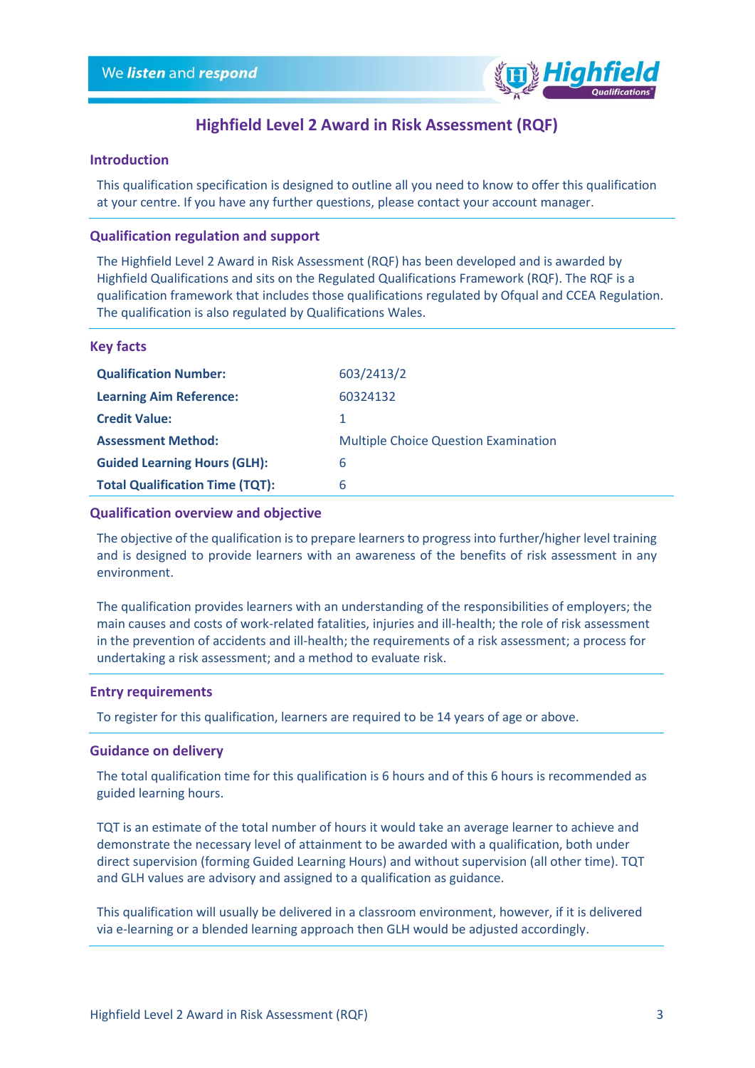# Highfield Level 2 Award in Risk Assessment (RQF)

## Introduction

This qualification specification is designed to outline all you need to know to offer this qualification at your centre. If you have any further questions, please contact your account manager.

## Qualification regulation and support

The Highfield Level 2 Award in Risk Assessment (RQF) has been developed and is awarded by Highfield Qualifications and sits on the Regulated Qualifications Framework (RQF). The RQF is a qualification framework that includes those qualifications regulated by Ofqual and CCEA Regulation. The qualification is also regulated by Qualifications Wales.

## Key facts

| | |
|---|---|
| **Qualification Number:** | 603/2413/2 |
| **Learning Aim Reference:** | 60324132 |
| **Credit Value:** | 1 |
| **Assessment Method:** | Multiple Choice Question Examination |
| **Guided Learning Hours (GLH):** | 6 |
| **Total Qualification Time (TQT):** | 6 |

## Qualification overview and objective

The objective of the qualification is to prepare learners to progress into further/higher level training and is designed to provide learners with an awareness of the benefits of risk assessment in any environment.

The qualification provides learners with an understanding of the responsibilities of employers; the main causes and costs of work-related fatalities, injuries and ill-health; the role of risk assessment in the prevention of accidents and ill-health; the requirements of a risk assessment; a process for undertaking a risk assessment; and a method to evaluate risk.

## Entry requirements

To register for this qualification, learners are required to be 14 years of age or above.

## Guidance on delivery

The total qualification time for this qualification is 6 hours and of this 6 hours is recommended as guided learning hours.

TQT is an estimate of the total number of hours it would take an average learner to achieve and demonstrate the necessary level of attainment to be awarded with a qualification, both under direct supervision (forming Guided Learning Hours) and without supervision (all other time). TQT and GLH values are advisory and assigned to a qualification as guidance.

This qualification will usually be delivered in a classroom environment, however, if it is delivered via e-learning or a blended learning approach then GLH would be adjusted accordingly.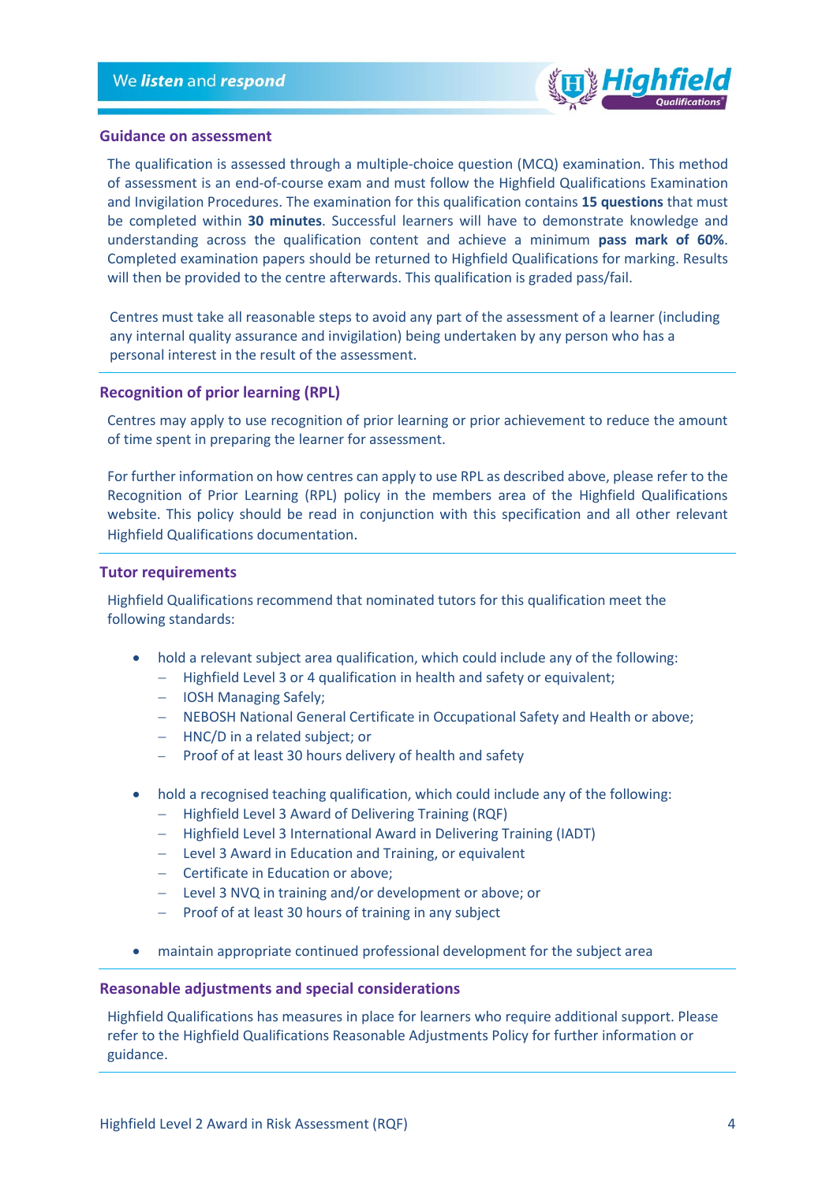## Guidance on assessment

The qualification is assessed through a multiple-choice question (MCQ) examination. This method of assessment is an end-of-course exam and must follow the Highfield Qualifications Examination and Invigilation Procedures. The examination for this qualification contains **15 questions** that must be completed within **30 minutes**. Successful learners will have to demonstrate knowledge and understanding across the qualification content and achieve a minimum **pass mark of 60%**. Completed examination papers should be returned to Highfield Qualifications for marking. Results will then be provided to the centre afterwards. This qualification is graded pass/fail.

Centres must take all reasonable steps to avoid any part of the assessment of a learner (including any internal quality assurance and invigilation) being undertaken by any person who has a personal interest in the result of the assessment.

## Recognition of prior learning (RPL)

Centres may apply to use recognition of prior learning or prior achievement to reduce the amount of time spent in preparing the learner for assessment.

For further information on how centres can apply to use RPL as described above, please refer to the Recognition of Prior Learning (RPL) policy in the members area of the Highfield Qualifications website. This policy should be read in conjunction with this specification and all other relevant Highfield Qualifications documentation.

## Tutor requirements

Highfield Qualifications recommend that nominated tutors for this qualification meet the following standards:

- hold a relevant subject area qualification, which could include any of the following:
  - Highfield Level 3 or 4 qualification in health and safety or equivalent;
  - IOSH Managing Safely;
  - NEBOSH National General Certificate in Occupational Safety and Health or above;
  - HNC/D in a related subject; or
  - Proof of at least 30 hours delivery of health and safety
- hold a recognised teaching qualification, which could include any of the following:
  - Highfield Level 3 Award of Delivering Training (RQF)
  - Highfield Level 3 International Award in Delivering Training (IADT)
  - Level 3 Award in Education and Training, or equivalent
  - Certificate in Education or above;
  - Level 3 NVQ in training and/or development or above; or
  - Proof of at least 30 hours of training in any subject
- maintain appropriate continued professional development for the subject area

## Reasonable adjustments and special considerations

Highfield Qualifications has measures in place for learners who require additional support. Please refer to the Highfield Qualifications Reasonable Adjustments Policy for further information or guidance.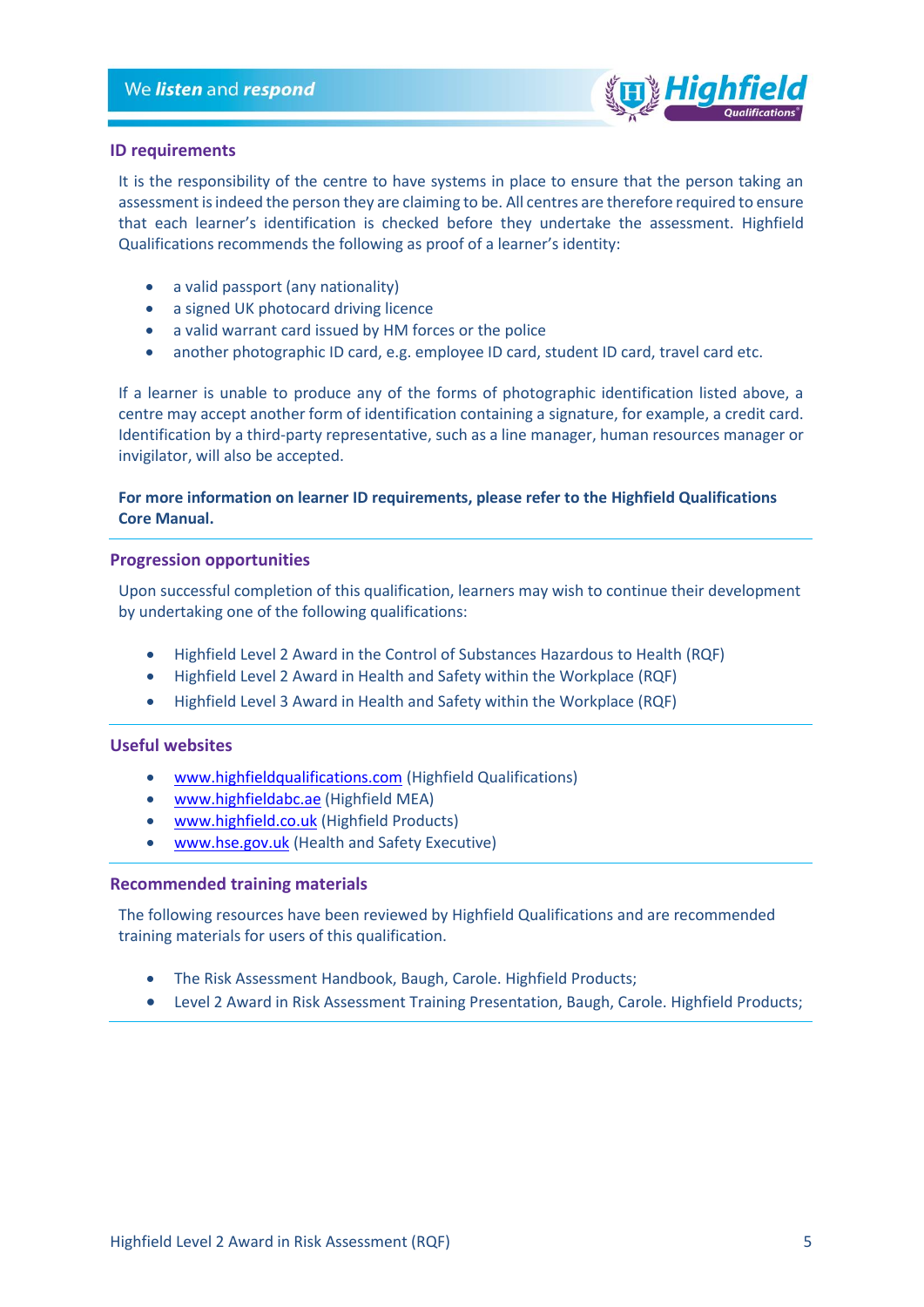## ID requirements

It is the responsibility of the centre to have systems in place to ensure that the person taking an assessment is indeed the person they are claiming to be. All centres are therefore required to ensure that each learner's identification is checked before they undertake the assessment. Highfield Qualifications recommends the following as proof of a learner's identity:

- a valid passport (any nationality)
- a signed UK photocard driving licence
- a valid warrant card issued by HM forces or the police
- another photographic ID card, e.g. employee ID card, student ID card, travel card etc.

If a learner is unable to produce any of the forms of photographic identification listed above, a centre may accept another form of identification containing a signature, for example, a credit card. Identification by a third-party representative, such as a line manager, human resources manager or invigilator, will also be accepted.

**For more information on learner ID requirements, please refer to the Highfield Qualifications Core Manual.**

## Progression opportunities

Upon successful completion of this qualification, learners may wish to continue their development by undertaking one of the following qualifications:

- Highfield Level 2 Award in the Control of Substances Hazardous to Health (RQF)
- Highfield Level 2 Award in Health and Safety within the Workplace (RQF)
- Highfield Level 3 Award in Health and Safety within the Workplace (RQF)

## Useful websites

- www.highfieldqualifications.com (Highfield Qualifications)
- www.highfieldabc.ae (Highfield MEA)
- www.highfield.co.uk (Highfield Products)
- www.hse.gov.uk (Health and Safety Executive)

## Recommended training materials

The following resources have been reviewed by Highfield Qualifications and are recommended training materials for users of this qualification.

- The Risk Assessment Handbook, Baugh, Carole. Highfield Products;
- Level 2 Award in Risk Assessment Training Presentation, Baugh, Carole. Highfield Products;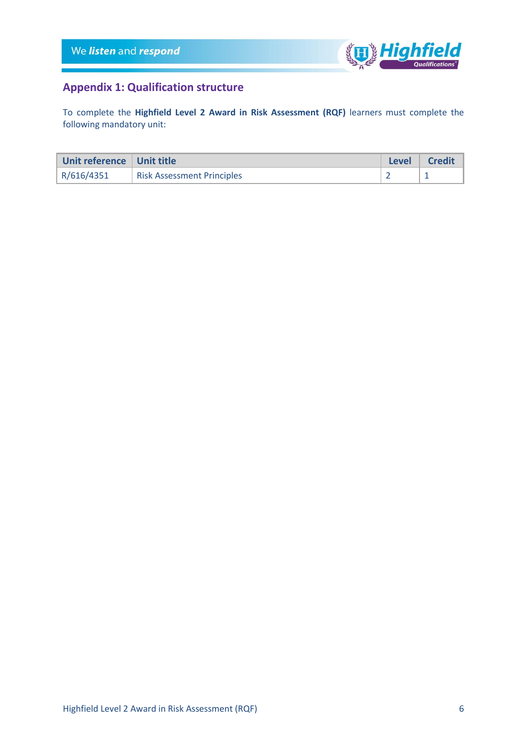## Appendix 1: Qualification structure

To complete the **Highfield Level 2 Award in Risk Assessment (RQF)** learners must complete the following mandatory unit:

| Unit reference | Unit title | Level | Credit |
|---|---|---|---|
| R/616/4351 | Risk Assessment Principles | 2 | 1 |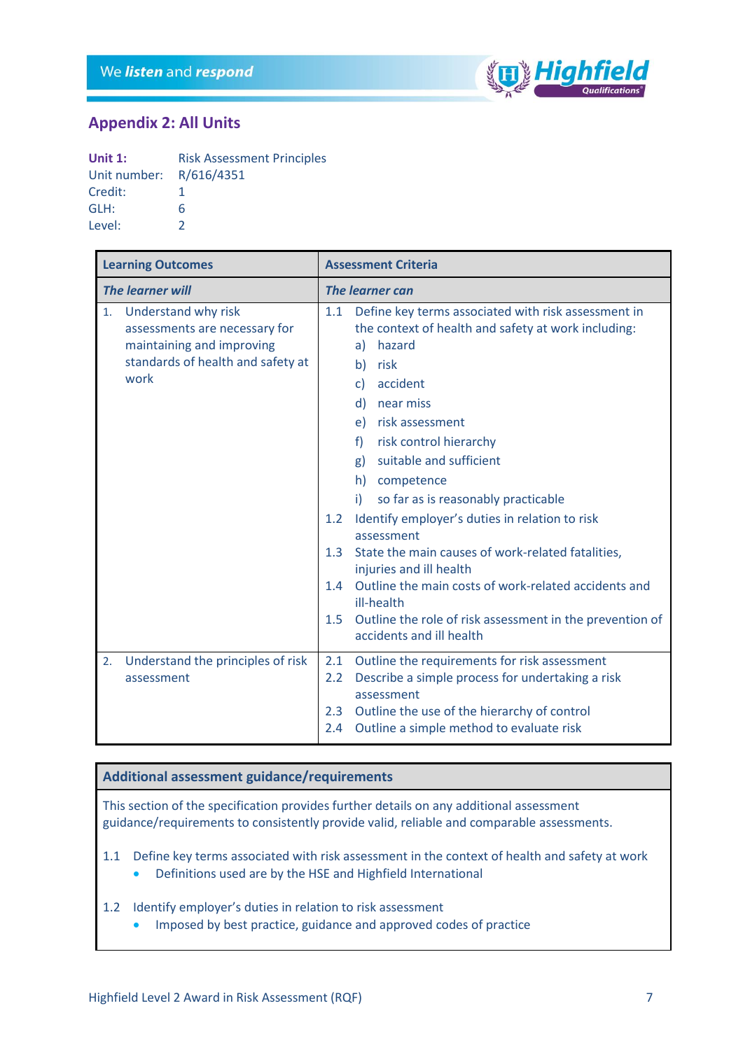## Appendix 2: All Units

**Unit 1:** Risk Assessment Principles
Unit number: R/616/4351
Credit: 1
GLH: 6
Level: 2

| Learning Outcomes | Assessment Criteria |
|---|---|
| ***The learner will*** | ***The learner can*** |
| 1. Understand why risk assessments are necessary for maintaining and improving standards of health and safety at work | 1.1 Define key terms associated with risk assessment in the context of health and safety at work including:<br>a) hazard<br>b) risk<br>c) accident<br>d) near miss<br>e) risk assessment<br>f) risk control hierarchy<br>g) suitable and sufficient<br>h) competence<br>i) so far as is reasonably practicable<br>1.2 Identify employer's duties in relation to risk assessment<br>1.3 State the main causes of work-related fatalities, injuries and ill health<br>1.4 Outline the main costs of work-related accidents and ill-health<br>1.5 Outline the role of risk assessment in the prevention of accidents and ill health |
| 2. Understand the principles of risk assessment | 2.1 Outline the requirements for risk assessment<br>2.2 Describe a simple process for undertaking a risk assessment<br>2.3 Outline the use of the hierarchy of control<br>2.4 Outline a simple method to evaluate risk |

**Additional assessment guidance/requirements**

This section of the specification provides further details on any additional assessment guidance/requirements to consistently provide valid, reliable and comparable assessments.

1.1 Define key terms associated with risk assessment in the context of health and safety at work
- Definitions used are by the HSE and Highfield International

1.2 Identify employer's duties in relation to risk assessment
- Imposed by best practice, guidance and approved codes of practice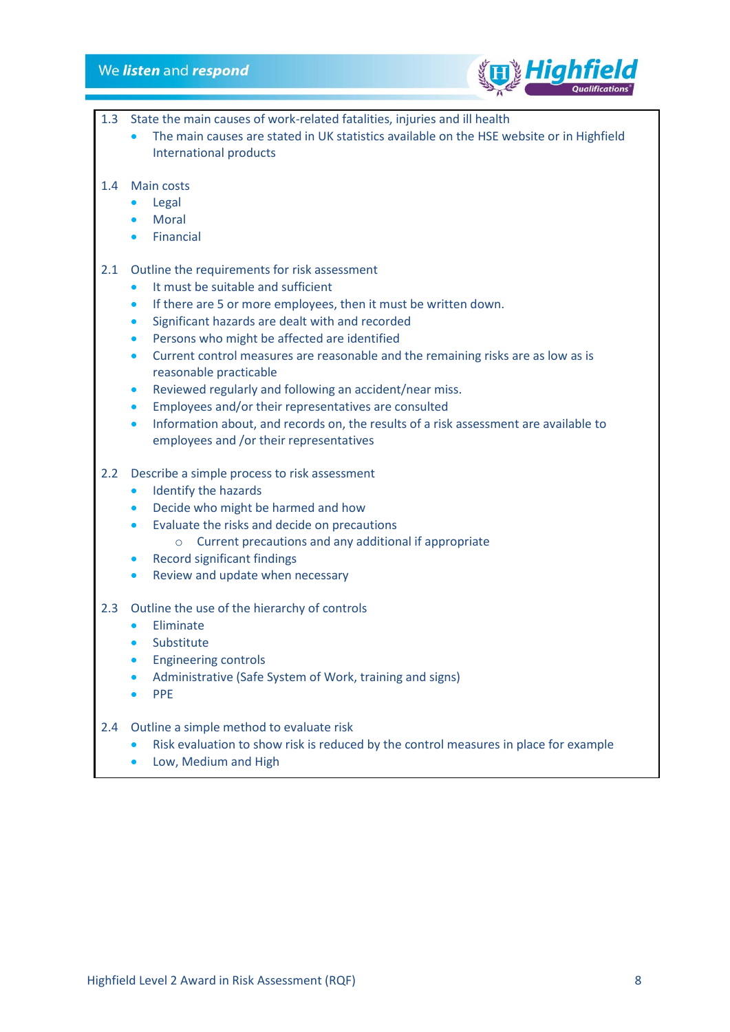1.3 State the main causes of work-related fatalities, injuries and ill health

- The main causes are stated in UK statistics available on the HSE website or in Highfield International products

1.4 Main costs

- Legal
- Moral
- Financial

2.1 Outline the requirements for risk assessment

- It must be suitable and sufficient
- If there are 5 or more employees, then it must be written down.
- Significant hazards are dealt with and recorded
- Persons who might be affected are identified
- Current control measures are reasonable and the remaining risks are as low as is reasonable practicable
- Reviewed regularly and following an accident/near miss.
- Employees and/or their representatives are consulted
- Information about, and records on, the results of a risk assessment are available to employees and /or their representatives

2.2 Describe a simple process to risk assessment

- Identify the hazards
- Decide who might be harmed and how
- Evaluate the risks and decide on precautions
  - Current precautions and any additional if appropriate
- Record significant findings
- Review and update when necessary

2.3 Outline the use of the hierarchy of controls

- Eliminate
- Substitute
- Engineering controls
- Administrative (Safe System of Work, training and signs)
- PPE

2.4 Outline a simple method to evaluate risk

- Risk evaluation to show risk is reduced by the control measures in place for example
- Low, Medium and High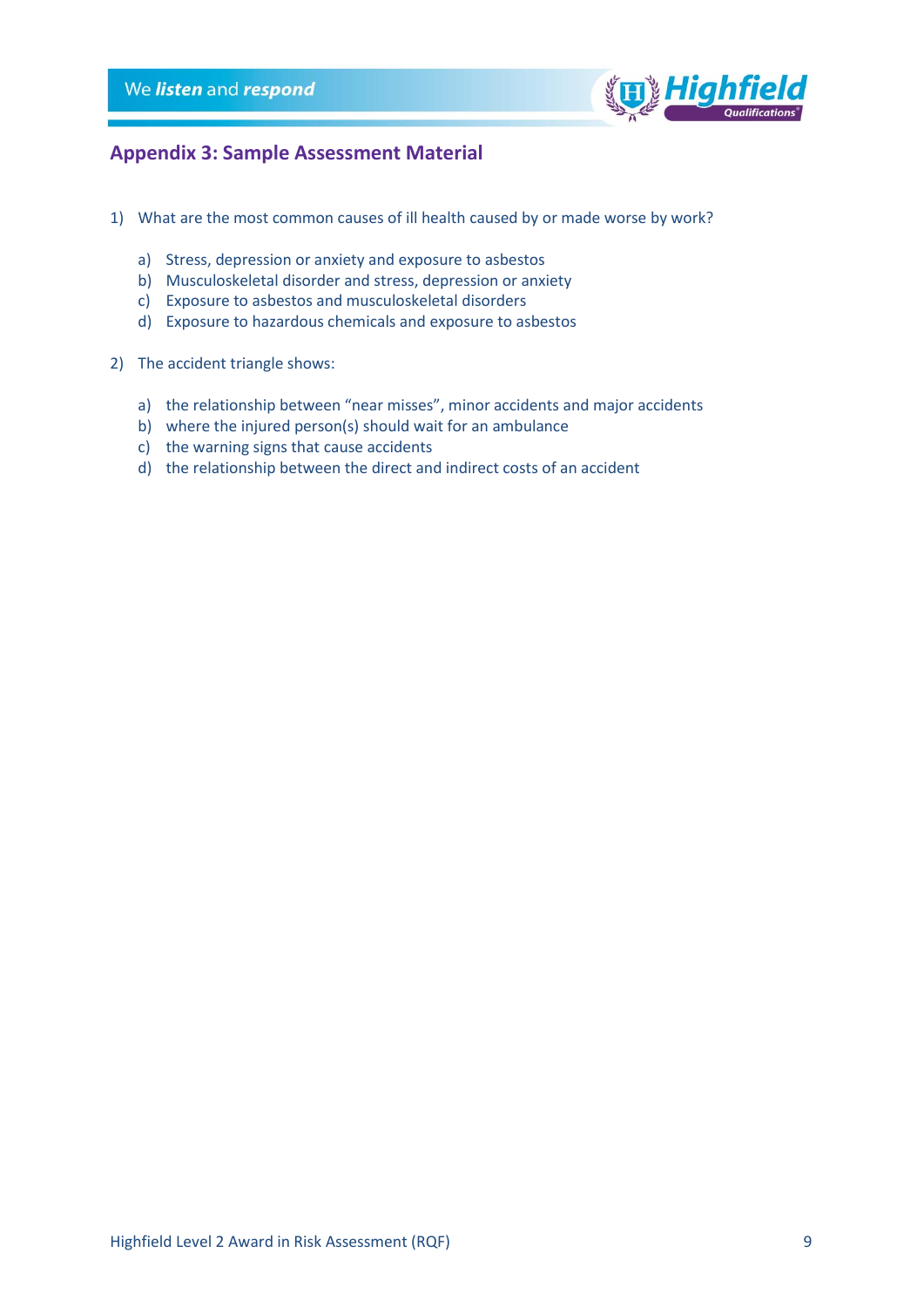## Appendix 3: Sample Assessment Material

1) What are the most common causes of ill health caused by or made worse by work?

    a) Stress, depression or anxiety and exposure to asbestos
    b) Musculoskeletal disorder and stress, depression or anxiety
    c) Exposure to asbestos and musculoskeletal disorders
    d) Exposure to hazardous chemicals and exposure to asbestos

2) The accident triangle shows:

    a) the relationship between "near misses", minor accidents and major accidents
    b) where the injured person(s) should wait for an ambulance
    c) the warning signs that cause accidents
    d) the relationship between the direct and indirect costs of an accident